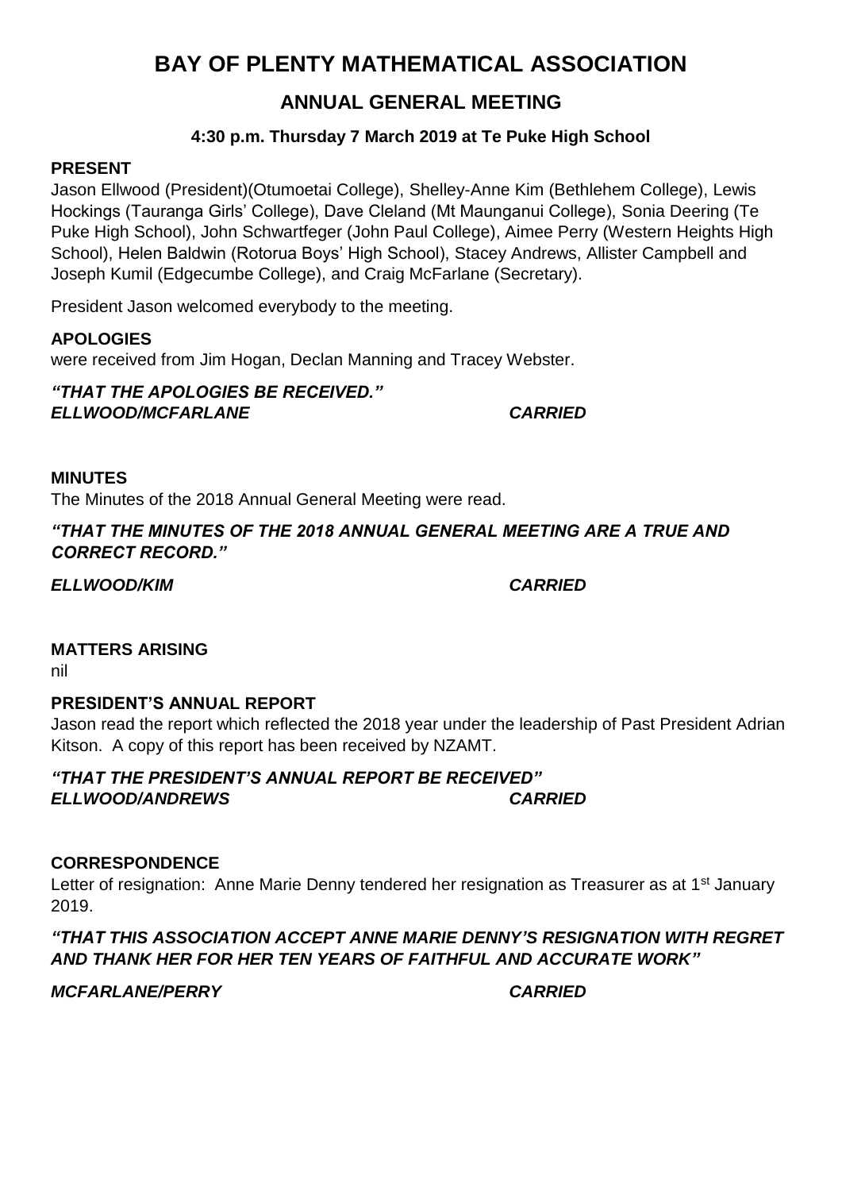# BAY OF PLENTY MATHEMATICAL ASSOCIATION

## ANNUAL GENERAL MEETING

### 4:30 p.m. Thursday 7 March 2019 at Te Puke High School

**PRESENT**

Jason Ellwood (President)(Otumoetai College), Shelley-Anne Kim (Bethlehem College), Lewis Hockings (Tauranga Girls' College), Dave Cleland (Mt Maunganui College), Sonia Deering (Te Puke High School), John Schwartfeger (John Paul College), Aimee Perry (Western Heights High School), Helen Baldwin (Rotorua Boys' High School), Stacey Andrews, Allister Campbell and Joseph Kumil (Edgecumbe College), and Craig McFarlane (Secretary).

President Jason welcomed everybody to the meeting.

**APOLOGIES**

were received from Jim Hogan, Declan Manning and Tracey Webster.

***"THAT THE APOLOGIES BE RECEIVED."***
***ELLWOOD/MCFARLANE*** ***CARRIED***

**MINUTES**

The Minutes of the 2018 Annual General Meeting were read.

***"THAT THE MINUTES OF THE 2018 ANNUAL GENERAL MEETING ARE A TRUE AND CORRECT RECORD."***

***ELLWOOD/KIM*** ***CARRIED***

**MATTERS ARISING**

nil

**PRESIDENT'S ANNUAL REPORT**

Jason read the report which reflected the 2018 year under the leadership of Past President Adrian Kitson. A copy of this report has been received by NZAMT.

***"THAT THE PRESIDENT'S ANNUAL REPORT BE RECEIVED"***
***ELLWOOD/ANDREWS*** ***CARRIED***

**CORRESPONDENCE**

Letter of resignation: Anne Marie Denny tendered her resignation as Treasurer as at 1st January 2019.

***"THAT THIS ASSOCIATION ACCEPT ANNE MARIE DENNY'S RESIGNATION WITH REGRET AND THANK HER FOR HER TEN YEARS OF FAITHFUL AND ACCURATE WORK"***

***MCFARLANE/PERRY*** ***CARRIED***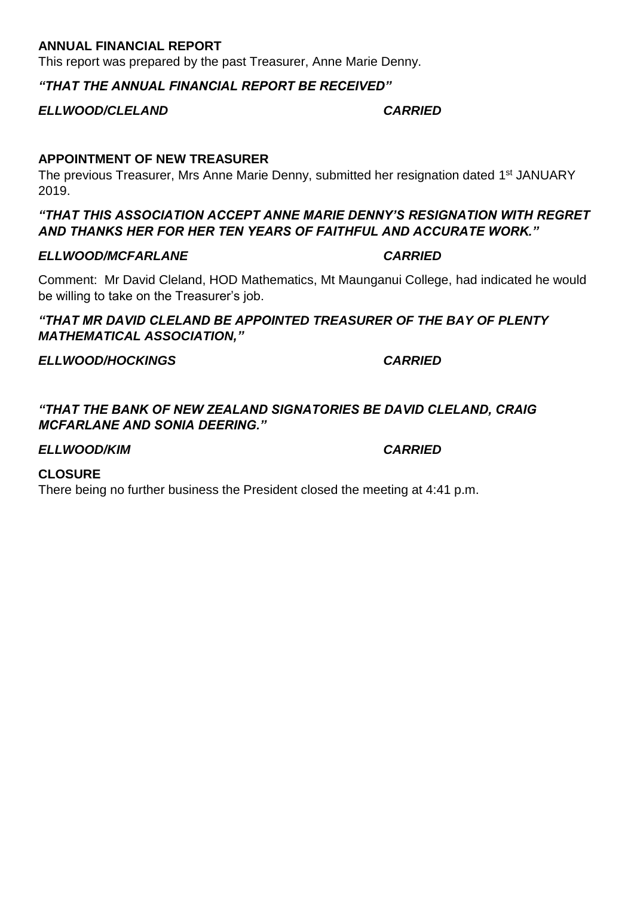**ANNUAL FINANCIAL REPORT**

This report was prepared by the past Treasurer, Anne Marie Denny.

***"THAT THE ANNUAL FINANCIAL REPORT BE RECEIVED"***

***ELLWOOD/CLELAND*** ***CARRIED***

**APPOINTMENT OF NEW TREASURER**

The previous Treasurer, Mrs Anne Marie Denny, submitted her resignation dated 1st JANUARY 2019.

***"THAT THIS ASSOCIATION ACCEPT ANNE MARIE DENNY'S RESIGNATION WITH REGRET AND THANKS HER FOR HER TEN YEARS OF FAITHFUL AND ACCURATE WORK."***

***ELLWOOD/MCFARLANE*** ***CARRIED***

Comment: Mr David Cleland, HOD Mathematics, Mt Maunganui College, had indicated he would be willing to take on the Treasurer's job.

***"THAT MR DAVID CLELAND BE APPOINTED TREASURER OF THE BAY OF PLENTY MATHEMATICAL ASSOCIATION,"***

***ELLWOOD/HOCKINGS*** ***CARRIED***

***"THAT THE BANK OF NEW ZEALAND SIGNATORIES BE DAVID CLELAND, CRAIG MCFARLANE AND SONIA DEERING."***

***ELLWOOD/KIM*** ***CARRIED***

**CLOSURE**

There being no further business the President closed the meeting at 4:41 p.m.